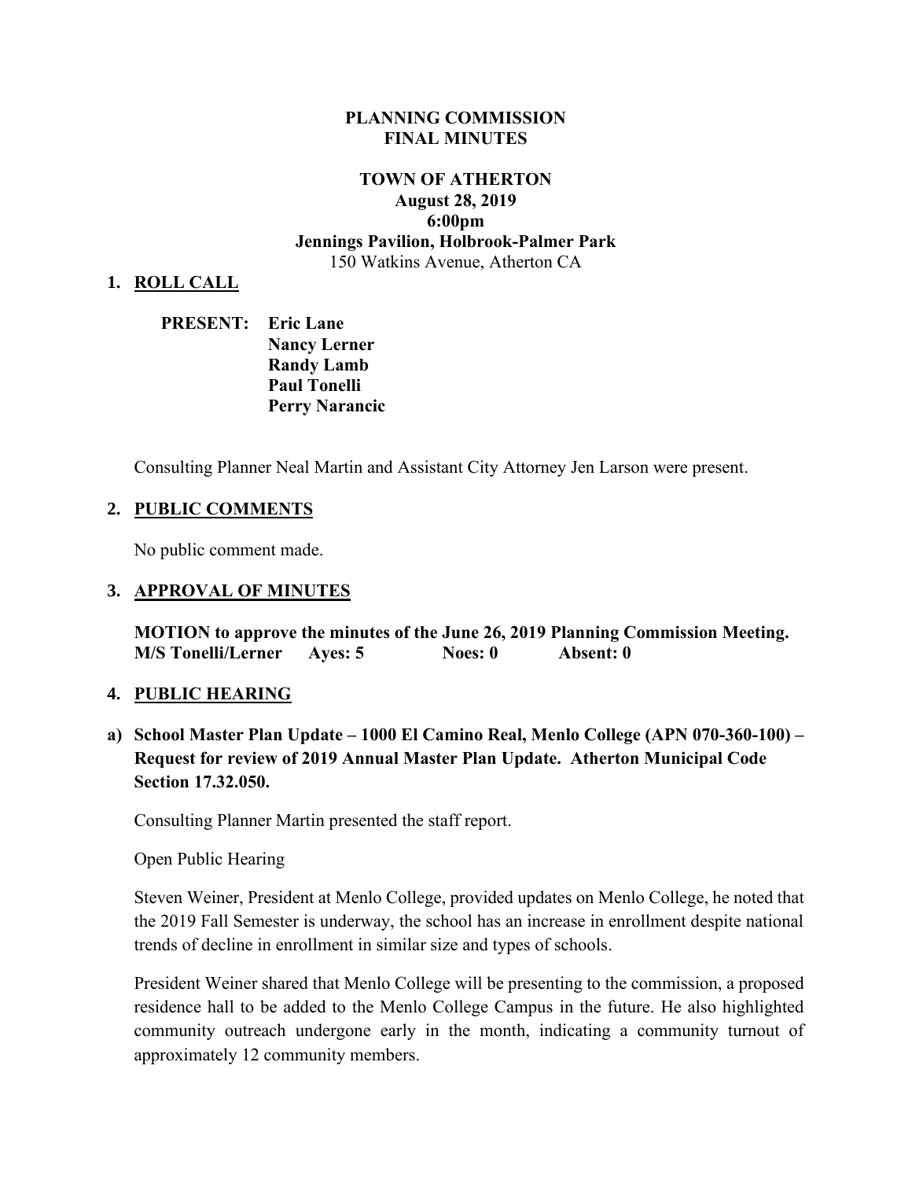**PLANNING COMMISSION**
**FINAL MINUTES**

**TOWN OF ATHERTON**
**August 28, 2019**
**6:00pm**
**Jennings Pavilion, Holbrook-Palmer Park**
150 Watkins Avenue, Atherton CA

## 1. ROLL CALL

**PRESENT: Eric Lane**
**Nancy Lerner**
**Randy Lamb**
**Paul Tonelli**
**Perry Narancic**

Consulting Planner Neal Martin and Assistant City Attorney Jen Larson were present.

## 2. PUBLIC COMMENTS

No public comment made.

## 3. APPROVAL OF MINUTES

**MOTION to approve the minutes of the June 26, 2019 Planning Commission Meeting.**
**M/S Tonelli/Lerner Ayes: 5 Noes: 0 Absent: 0**

## 4. PUBLIC HEARING

**a) School Master Plan Update – 1000 El Camino Real, Menlo College (APN 070-360-100) – Request for review of 2019 Annual Master Plan Update. Atherton Municipal Code Section 17.32.050.**

Consulting Planner Martin presented the staff report.

Open Public Hearing

Steven Weiner, President at Menlo College, provided updates on Menlo College, he noted that the 2019 Fall Semester is underway, the school has an increase in enrollment despite national trends of decline in enrollment in similar size and types of schools.

President Weiner shared that Menlo College will be presenting to the commission, a proposed residence hall to be added to the Menlo College Campus in the future. He also highlighted community outreach undergone early in the month, indicating a community turnout of approximately 12 community members.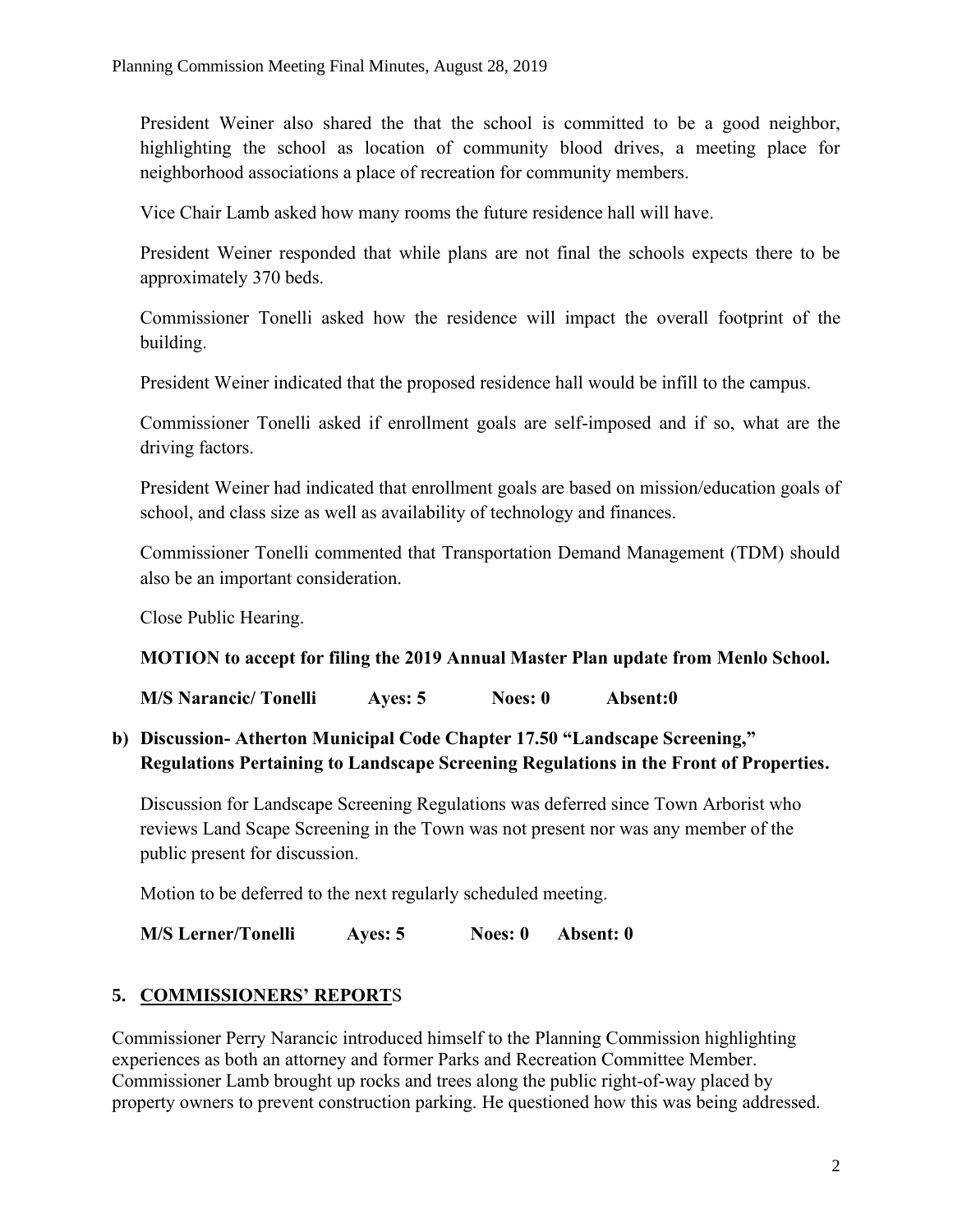President Weiner also shared the that the school is committed to be a good neighbor, highlighting the school as location of community blood drives, a meeting place for neighborhood associations a place of recreation for community members.

Vice Chair Lamb asked how many rooms the future residence hall will have.

President Weiner responded that while plans are not final the schools expects there to be approximately 370 beds.

Commissioner Tonelli asked how the residence will impact the overall footprint of the building.

President Weiner indicated that the proposed residence hall would be infill to the campus.

Commissioner Tonelli asked if enrollment goals are self-imposed and if so, what are the driving factors.

President Weiner had indicated that enrollment goals are based on mission/education goals of school, and class size as well as availability of technology and finances.

Commissioner Tonelli commented that Transportation Demand Management (TDM) should also be an important consideration.

Close Public Hearing.

**MOTION to accept for filing the 2019 Annual Master Plan update from Menlo School.**

**M/S Narancic/ Tonelli Ayes: 5 Noes: 0 Absent:0**

**b) Discussion- Atherton Municipal Code Chapter 17.50 "Landscape Screening," Regulations Pertaining to Landscape Screening Regulations in the Front of Properties.**

Discussion for Landscape Screening Regulations was deferred since Town Arborist who reviews Land Scape Screening in the Town was not present nor was any member of the public present for discussion.

Motion to be deferred to the next regularly scheduled meeting.

**M/S Lerner/Tonelli Ayes: 5 Noes: 0 Absent: 0**

## 5. COMMISSIONERS' REPORTS

Commissioner Perry Narancic introduced himself to the Planning Commission highlighting experiences as both an attorney and former Parks and Recreation Committee Member. Commissioner Lamb brought up rocks and trees along the public right-of-way placed by property owners to prevent construction parking. He questioned how this was being addressed.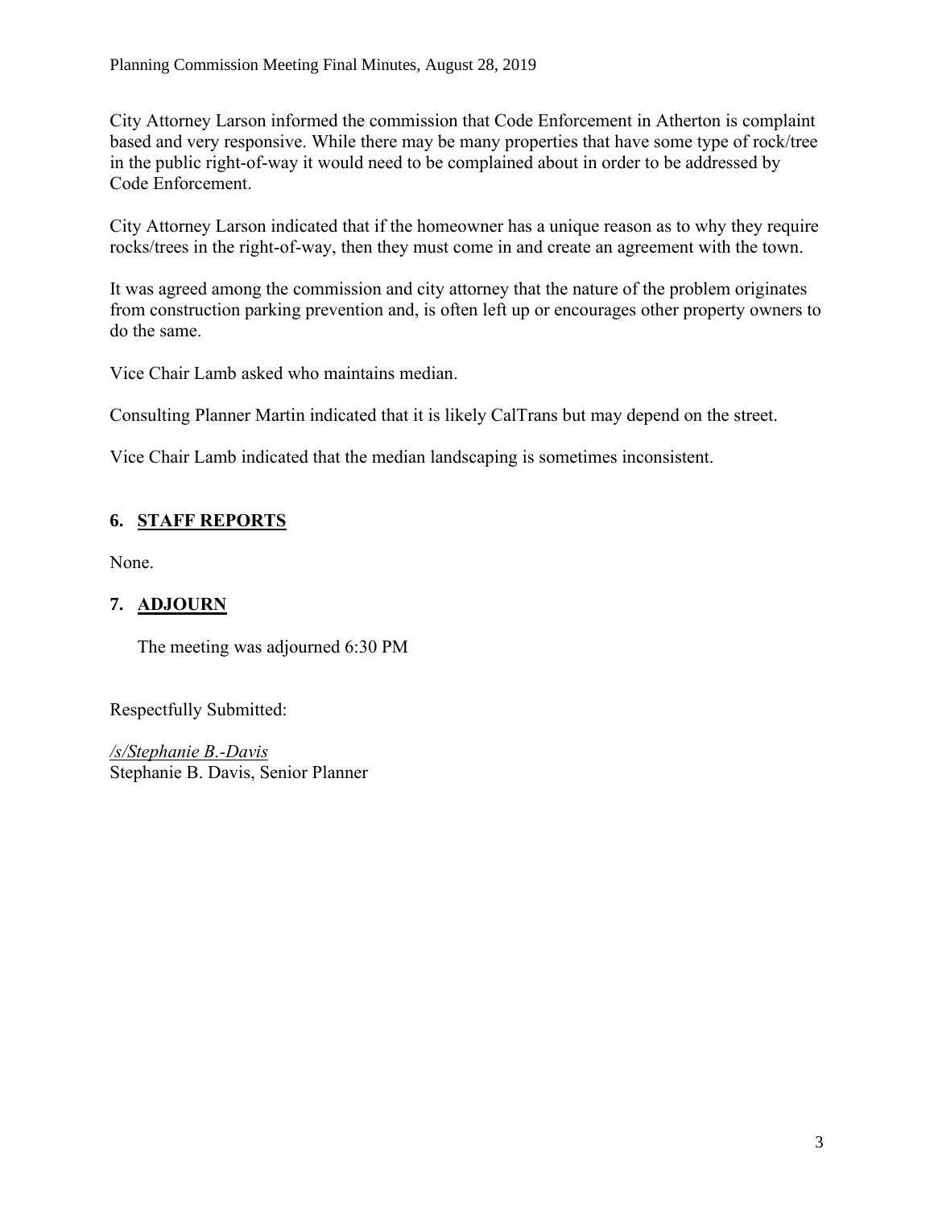City Attorney Larson informed the commission that Code Enforcement in Atherton is complaint based and very responsive. While there may be many properties that have some type of rock/tree in the public right-of-way it would need to be complained about in order to be addressed by Code Enforcement.

City Attorney Larson indicated that if the homeowner has a unique reason as to why they require rocks/trees in the right-of-way, then they must come in and create an agreement with the town.

It was agreed among the commission and city attorney that the nature of the problem originates from construction parking prevention and, is often left up or encourages other property owners to do the same.

Vice Chair Lamb asked who maintains median.

Consulting Planner Martin indicated that it is likely CalTrans but may depend on the street.

Vice Chair Lamb indicated that the median landscaping is sometimes inconsistent.

## 6. STAFF REPORTS

None.

## 7. ADJOURN

The meeting was adjourned 6:30 PM

Respectfully Submitted:

*/s/Stephanie B.-Davis*
Stephanie B. Davis, Senior Planner